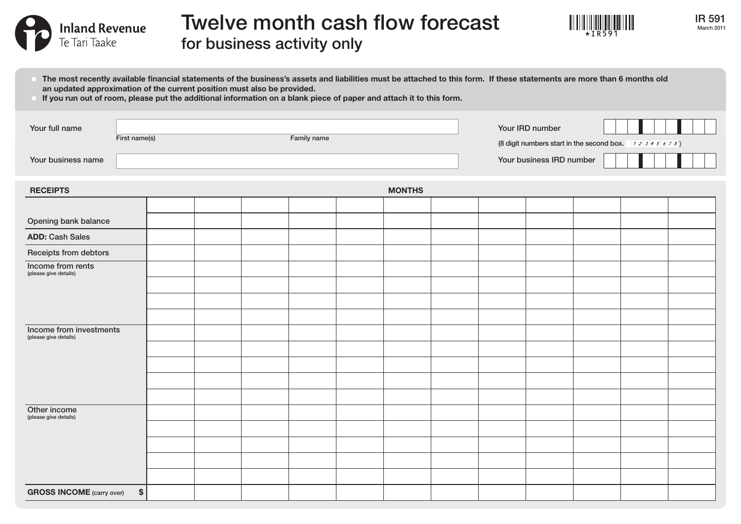Inland Revenue
Te Tari Taake

# Twelve month cash flow forecast
## for business activity only

IR 591
March 2011

- **The most recently available financial statements of the business's assets and liabilities must be attached to this form. If these statements are more than 6 months old an updated approximation of the current position must also be provided.**
- **If you run out of room, please put the additional information on a blank piece of paper and attach it to this form.**

Your full name
First name(s) Family name

Your IRD number
(8 digit numbers start in the second box. 12345678)

Your business name

Your business IRD number

| RECEIPTS | MONTHS | | | | | | | | | | | |
|---|---|---|---|---|---|---|---|---|---|---|---|---|
| | | | | | | | | | | | | |
| Opening bank balance | | | | | | | | | | | | |
| **ADD:** Cash Sales | | | | | | | | | | | | |
| Receipts from debtors | | | | | | | | | | | | |
| Income from rents (please give details) | | | | | | | | | | | | |
| | | | | | | | | | | | | |
| | | | | | | | | | | | | |
| | | | | | | | | | | | | |
| Income from investments (please give details) | | | | | | | | | | | | |
| | | | | | | | | | | | | |
| | | | | | | | | | | | | |
| | | | | | | | | | | | | |
| | | | | | | | | | | | | |
| Other income (please give details) | | | | | | | | | | | | |
| | | | | | | | | | | | | |
| | | | | | | | | | | | | |
| | | | | | | | | | | | | |
| | | | | | | | | | | | | |
| **GROSS INCOME** (carry over) $ | | | | | | | | | | | | |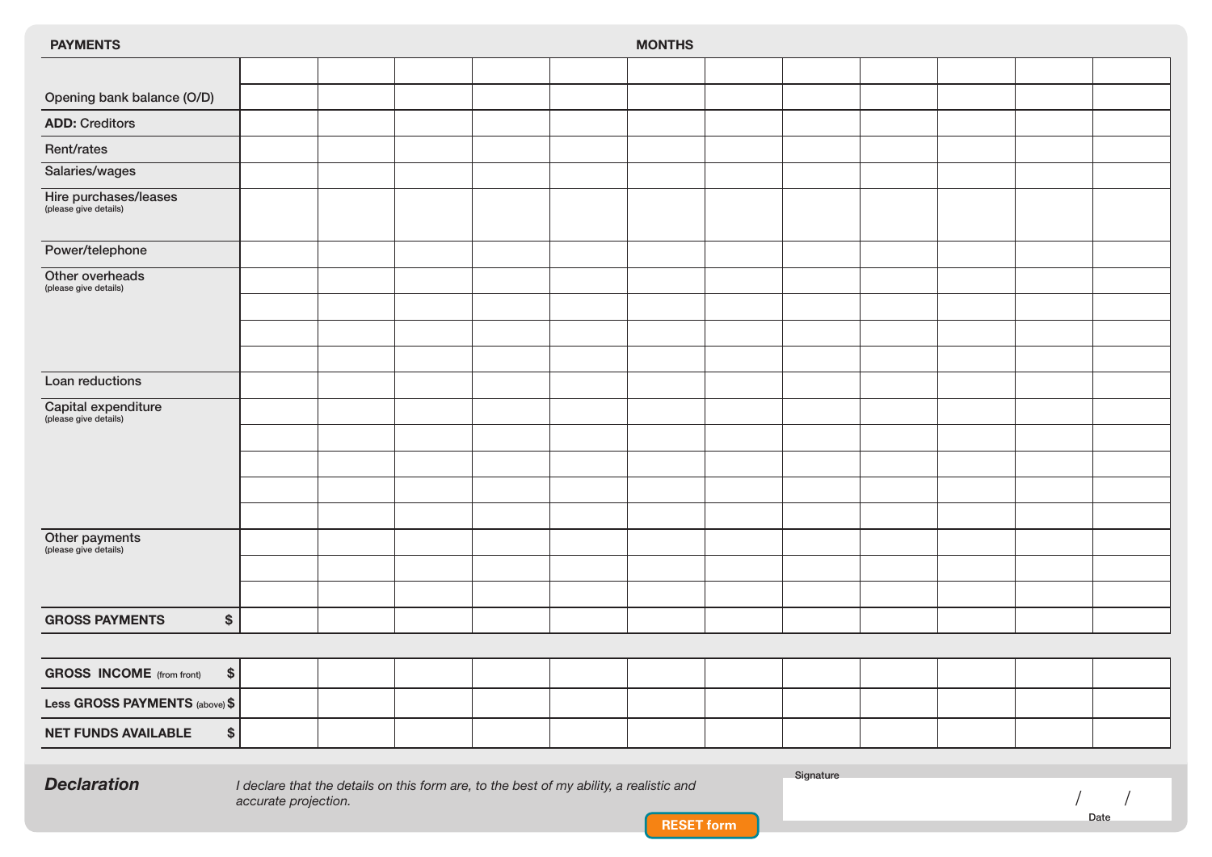| PAYMENTS | MONTHS | | | | | | | | | | | |
|---|---|---|---|---|---|---|---|---|---|---|---|---|
| | | | | | | | | | | | | |
| Opening bank balance (O/D) | | | | | | | | | | | | |
| **ADD:** Creditors | | | | | | | | | | | | |
| Rent/rates | | | | | | | | | | | | |
| Salaries/wages | | | | | | | | | | | | |
| Hire purchases/leases (please give details) | | | | | | | | | | | | |
| Power/telephone | | | | | | | | | | | | |
| Other overheads (please give details) | | | | | | | | | | | | |
| | | | | | | | | | | | | |
| | | | | | | | | | | | | |
| | | | | | | | | | | | | |
| Loan reductions | | | | | | | | | | | | |
| Capital expenditure (please give details) | | | | | | | | | | | | |
| | | | | | | | | | | | | |
| | | | | | | | | | | | | |
| | | | | | | | | | | | | |
| | | | | | | | | | | | | |
| Other payments (please give details) | | | | | | | | | | | | |
| | | | | | | | | | | | | |
| | | | | | | | | | | | | |
| **GROSS PAYMENTS** $ | | | | | | | | | | | | |

| | | | | | | | | | | | | |
|---|---|---|---|---|---|---|---|---|---|---|---|---|
| **GROSS INCOME** (from front) $ | | | | | | | | | | | | |
| Less **GROSS PAYMENTS** (above) $ | | | | | | | | | | | | |
| **NET FUNDS AVAILABLE** $ | | | | | | | | | | | | |

***Declaration***

*I declare that the details on this form are, to the best of my ability, a realistic and accurate projection.*

Signature

Date / /

RESET form